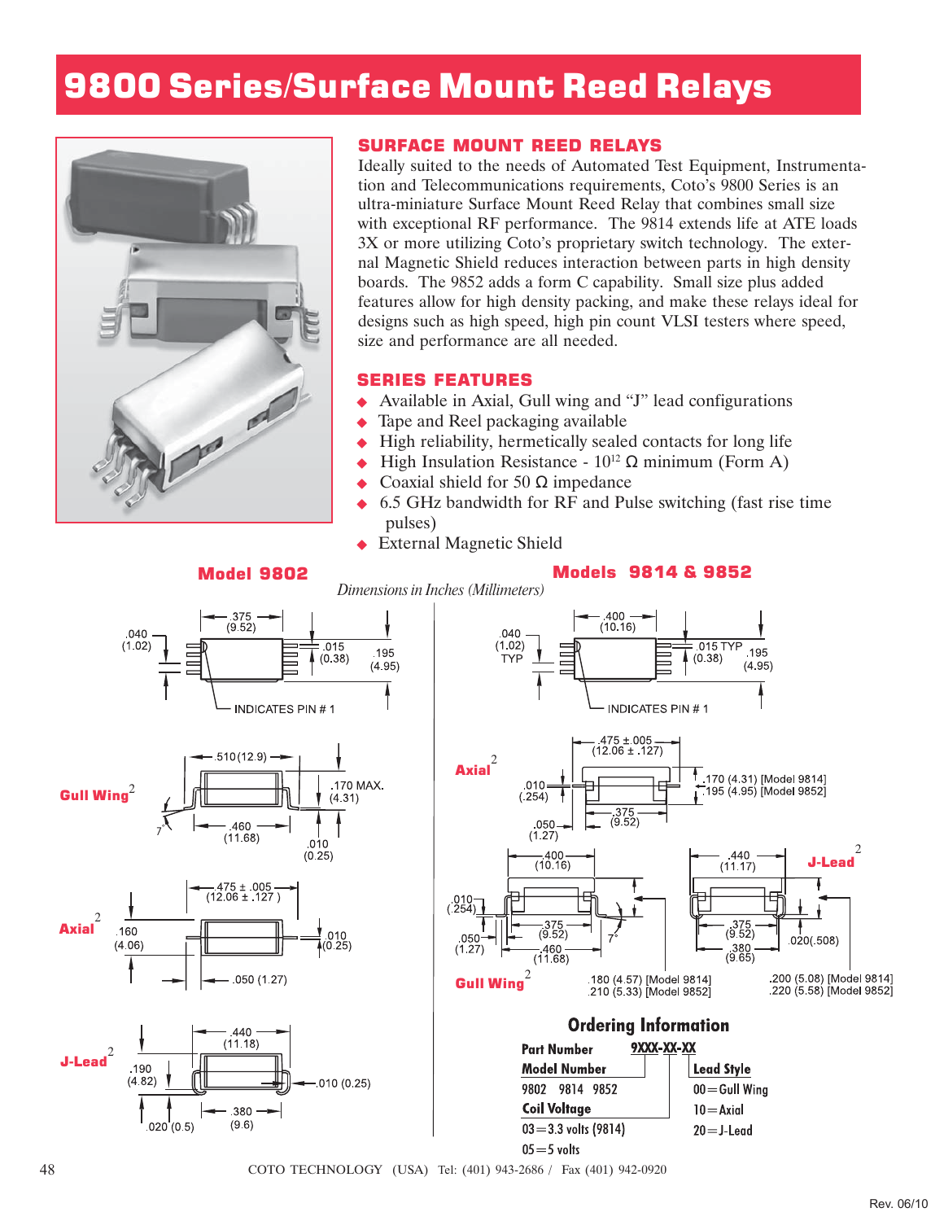# 9800 Series/Surface Mount Reed Relays

## SURFACE MOUNT REED RELAYS

Ideally suited to the needs of Automated Test Equipment, Instrumentation and Telecommunications requirements, Coto's 9800 Series is an ultra-miniature Surface Mount Reed Relay that combines small size with exceptional RF performance. The 9814 extends life at ATE loads 3X or more utilizing Coto's proprietary switch technology. The external Magnetic Shield reduces interaction between parts in high density boards. The 9852 adds a form C capability. Small size plus added features allow for high density packing, and make these relays ideal for designs such as high speed, high pin count VLSI testers where speed, size and performance are all needed.

## SERIES FEATURES

- Available in Axial, Gull wing and "J" lead configurations
- Tape and Reel packaging available
- High reliability, hermetically sealed contacts for long life
- High Insulation Resistance - $10^{12}$ Ω minimum (Form A)
- Coaxial shield for 50 Ω impedance
- 6.5 GHz bandwidth for RF and Pulse switching (fast rise time pulses)
- External Magnetic Shield

*Dimensions in Inches (Millimeters)*

### Model 9802

Top view: .375 (9.52); .040 (1.02); .015 (0.38); .195 (4.95); INDICATES PIN # 1

**Gull Wing**[2]: .510 (12.9); .170 MAX. (4.31); .460 (11.68); .010 (0.25); 7°

**Axial**[2]: .475 ± .005 (12.06 ± .127 ); .160 (4.06); .010 (0.25); .050 (1.27)

**J-Lead**[2]: .440 (11.18); .190 (4.82); .010 (0.25); .020 (0.5); .380 (9.6)

### Models 9814 & 9852

Top view: .400 (10.16); .040 (1.02) TYP; .015 TYP (0.38); .195 (4.95); INDICATES PIN # 1

**Axial**[2]: .475 ± .005 (12.06 ± .127); .010 (.254); .170 (4.31) [Model 9814]; .195 (4.95) [Model 9852]; .375 (9.52); .050 (1.27)

**Gull Wing**[2]: .400 (10.16); .010 (.254); .375 (9.52); .050 (1.27); .460 (11.68); 7°; .180 (4.57) [Model 9814]; .210 (5.33) [Model 9852]

**J-Lead**[2]: .440 (11.17); .375 (9.52); .380 (9.65); .020(.508); .200 (5.08) [Model 9814]; .220 (5.58) [Model 9852]

## Ordering Information

**Part Number** 9XXX-XX-XX

| Model Number | Lead Style |
|---|---|
| 9802 9814 9852 | 00=Gull Wing |
| **Coil Voltage** | 10=Axial |
| 03=3.3 volts (9814) | 20=J-Lead |
| 05=5 volts | |

COTO TECHNOLOGY (USA) Tel: (401) 943-2686 / Fax (401) 942-0920

Rev. 06/10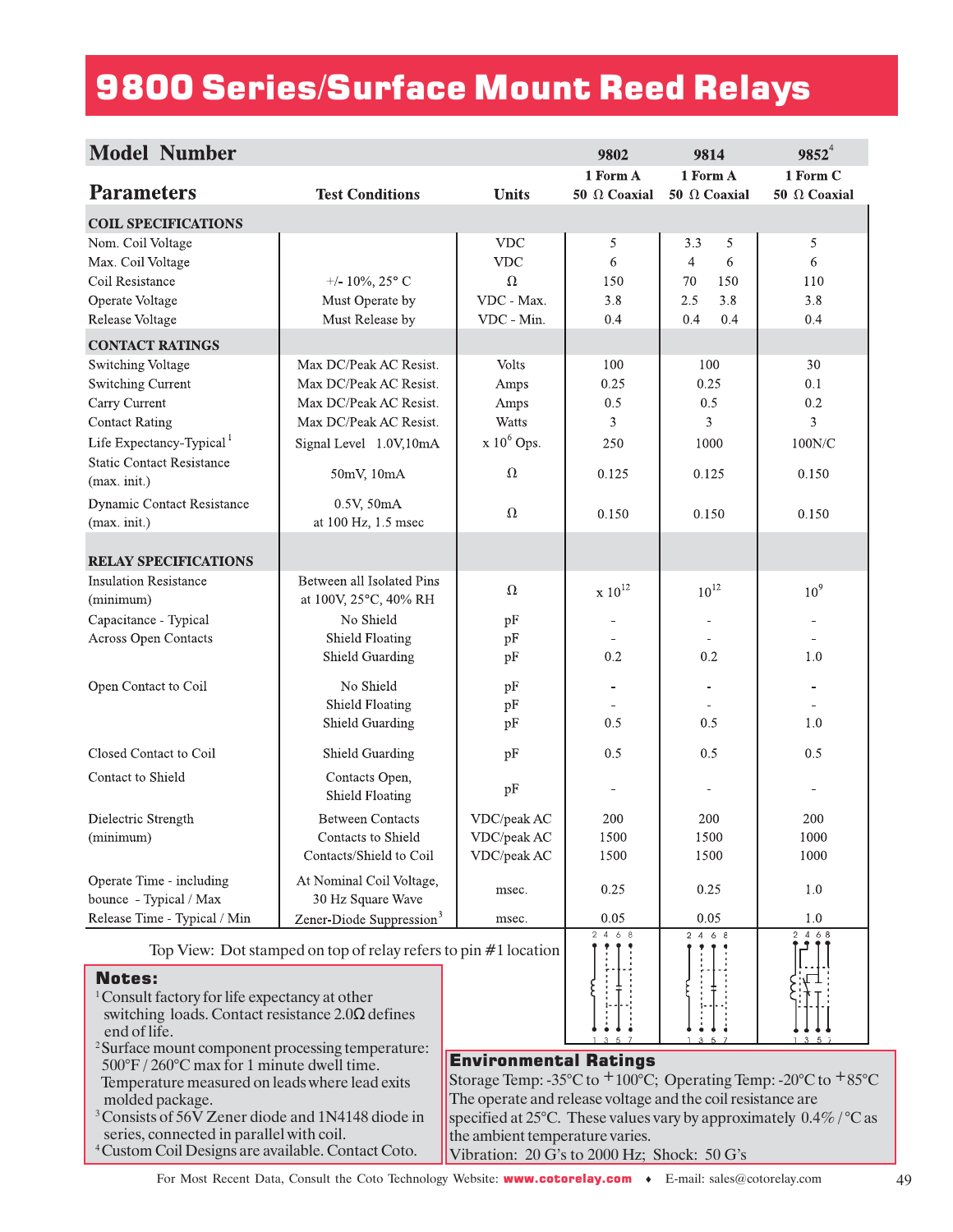# 9800 Series/Surface Mount Reed Relays

| Model Number | | | 9802 | 9814 | 9852[4] |
|---|---|---|---|---|---|
| **Parameters** | **Test Conditions** | **Units** | 1 Form A 50 Ω Coaxial | 1 Form A 50 Ω Coaxial | 1 Form C 50 Ω Coaxial |
| **COIL SPECIFICATIONS** | | | | | |
| Nom. Coil Voltage | | VDC | 5 | 3.3 5 | 5 |
| Max. Coil Voltage | | VDC | 6 | 4 6 | 6 |
| Coil Resistance | +/- 10%, 25° C | Ω | 150 | 70 150 | 110 |
| Operate Voltage | Must Operate by | VDC - Max. | 3.8 | 2.5 3.8 | 3.8 |
| Release Voltage | Must Release by | VDC - Min. | 0.4 | 0.4 0.4 | 0.4 |
| **CONTACT RATINGS** | | | | | |
| Switching Voltage | Max DC/Peak AC Resist. | Volts | 100 | 100 | 30 |
| Switching Current | Max DC/Peak AC Resist. | Amps | 0.25 | 0.25 | 0.1 |
| Carry Current | Max DC/Peak AC Resist. | Amps | 0.5 | 0.5 | 0.2 |
| Contact Rating | Max DC/Peak AC Resist. | Watts | 3 | 3 | 3 |
| Life Expectancy-Typical[1] | Signal Level 1.0V,10mA | x $10^6$ Ops. | 250 | 1000 | 100N/C |
| Static Contact Resistance (max. init.) | 50mV, 10mA | Ω | 0.125 | 0.125 | 0.150 |
| Dynamic Contact Resistance (max. init.) | 0.5V, 50mA at 100 Hz, 1.5 msec | Ω | 0.150 | 0.150 | 0.150 |
| **RELAY SPECIFICATIONS** | | | | | |
| Insulation Resistance (minimum) | Between all Isolated Pins at 100V, 25°C, 40% RH | Ω | x $10^{12}$ | $10^{12}$ | $10^9$ |
| Capacitance - Typical Across Open Contacts | No Shield | pF | - | - | - |
| | Shield Floating | pF | - | - | - |
| | Shield Guarding | pF | 0.2 | 0.2 | 1.0 |
| Open Contact to Coil | No Shield | pF | - | - | - |
| | Shield Floating | pF | - | - | - |
| | Shield Guarding | pF | 0.5 | 0.5 | 1.0 |
| Closed Contact to Coil | Shield Guarding | pF | 0.5 | 0.5 | 0.5 |
| Contact to Shield | Contacts Open, Shield Floating | pF | - | - | - |
| Dielectric Strength (minimum) | Between Contacts | VDC/peak AC | 200 | 200 | 200 |
| | Contacts to Shield | VDC/peak AC | 1500 | 1500 | 1000 |
| | Contacts/Shield to Coil | VDC/peak AC | 1500 | 1500 | 1000 |
| Operate Time - including bounce - Typical / Max | At Nominal Coil Voltage, 30 Hz Square Wave | msec. | 0.25 | 0.25 | 1.0 |
| Release Time - Typical / Min | Zener-Diode Suppression[3] | msec. | 0.05 | 0.05 | 1.0 |

Top View: Dot stamped on top of relay refers to pin #1 location

2 4 6 8

1 3 5 7

2 4 6 8

1 3 5 7

2 4 6 8

1 3 5 7

**Notes:**

[1] Consult factory for life expectancy at other switching loads. Contact resistance 2.0Ω defines end of life.

[2] Surface mount component processing temperature: 500°F / 260°C max for 1 minute dwell time. Temperature measured on leads where lead exits molded package.

[3] Consists of 56V Zener diode and 1N4148 diode in series, connected in parallel with coil.

[4] Custom Coil Designs are available. Contact Coto.

**Environmental Ratings**

Storage Temp: -35°C to +100°C; Operating Temp: -20°C to +85°C

The operate and release voltage and the coil resistance are specified at 25°C. These values vary by approximately 0.4% / °C as the ambient temperature varies.

Vibration: 20 G's to 2000 Hz; Shock: 50 G's

For Most Recent Data, Consult the Coto Technology Website: **www.cotorelay.com** ♦ E-mail: sales@cotorelay.com